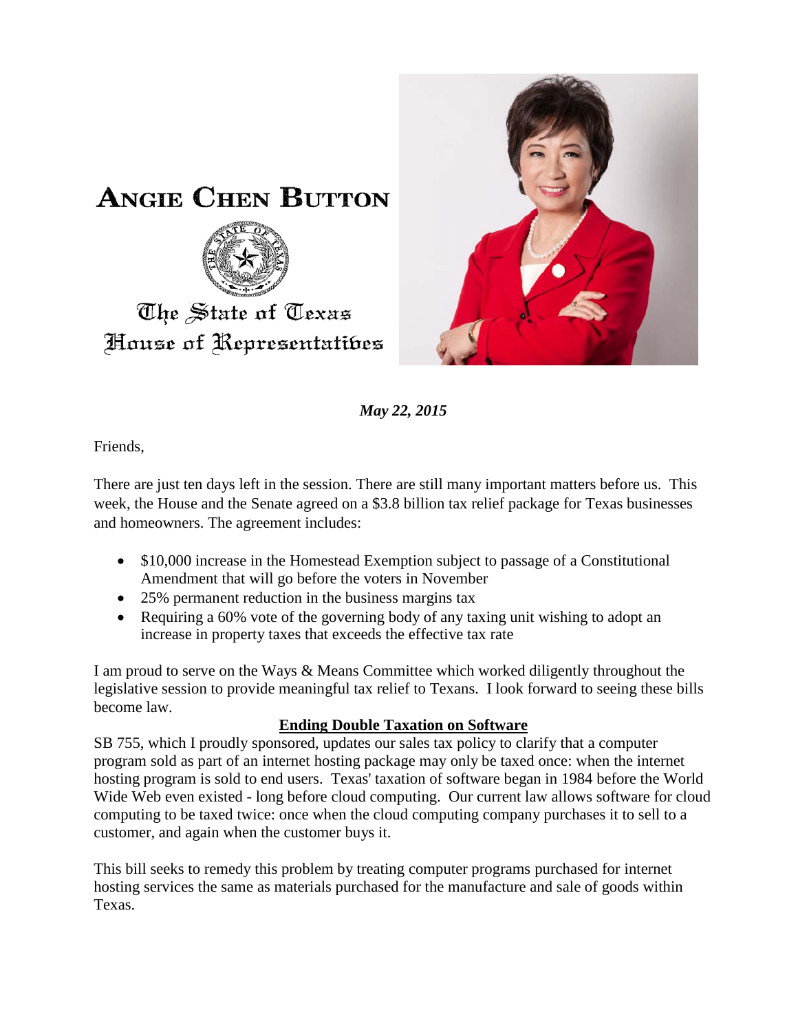# ANGIE CHEN BUTTON

The State of Texas
House of Representatives

***May 22, 2015***

Friends,

There are just ten days left in the session. There are still many important matters before us. This week, the House and the Senate agreed on a $3.8 billion tax relief package for Texas businesses and homeowners. The agreement includes:

- $10,000 increase in the Homestead Exemption subject to passage of a Constitutional Amendment that will go before the voters in November
- 25% permanent reduction in the business margins tax
- Requiring a 60% vote of the governing body of any taxing unit wishing to adopt an increase in property taxes that exceeds the effective tax rate

I am proud to serve on the Ways & Means Committee which worked diligently throughout the legislative session to provide meaningful tax relief to Texans. I look forward to seeing these bills become law.

## **Ending Double Taxation on Software**

SB 755, which I proudly sponsored, updates our sales tax policy to clarify that a computer program sold as part of an internet hosting package may only be taxed once: when the internet hosting program is sold to end users. Texas' taxation of software began in 1984 before the World Wide Web even existed - long before cloud computing. Our current law allows software for cloud computing to be taxed twice: once when the cloud computing company purchases it to sell to a customer, and again when the customer buys it.

This bill seeks to remedy this problem by treating computer programs purchased for internet hosting services the same as materials purchased for the manufacture and sale of goods within Texas.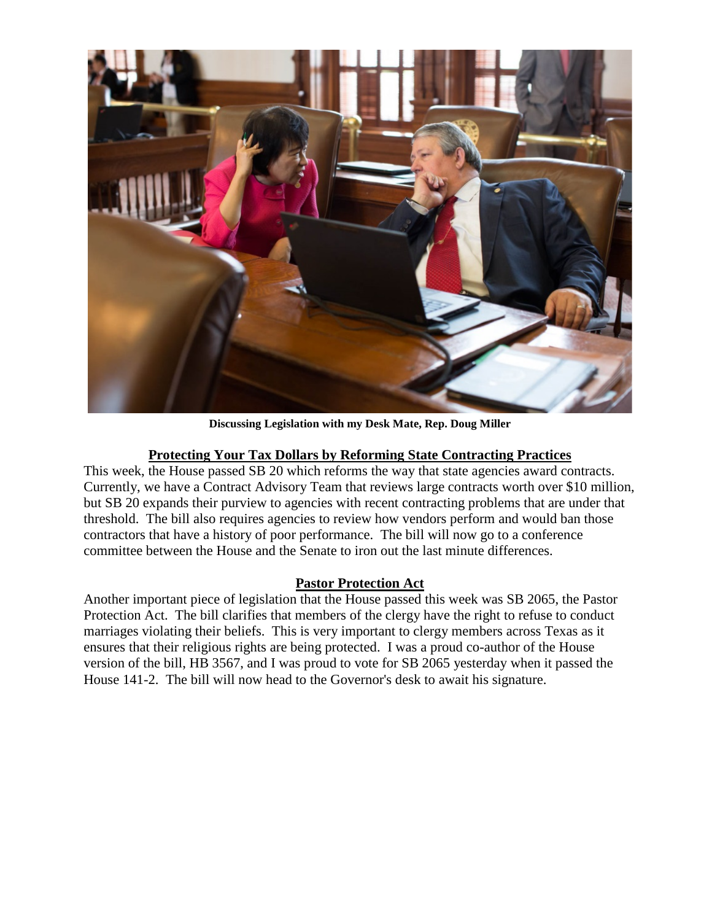**Discussing Legislation with my Desk Mate, Rep. Doug Miller**

## Protecting Your Tax Dollars by Reforming State Contracting Practices

This week, the House passed SB 20 which reforms the way that state agencies award contracts. Currently, we have a Contract Advisory Team that reviews large contracts worth over $10 million, but SB 20 expands their purview to agencies with recent contracting problems that are under that threshold. The bill also requires agencies to review how vendors perform and would ban those contractors that have a history of poor performance. The bill will now go to a conference committee between the House and the Senate to iron out the last minute differences.

## Pastor Protection Act

Another important piece of legislation that the House passed this week was SB 2065, the Pastor Protection Act. The bill clarifies that members of the clergy have the right to refuse to conduct marriages violating their beliefs. This is very important to clergy members across Texas as it ensures that their religious rights are being protected. I was a proud co-author of the House version of the bill, HB 3567, and I was proud to vote for SB 2065 yesterday when it passed the House 141-2. The bill will now head to the Governor's desk to await his signature.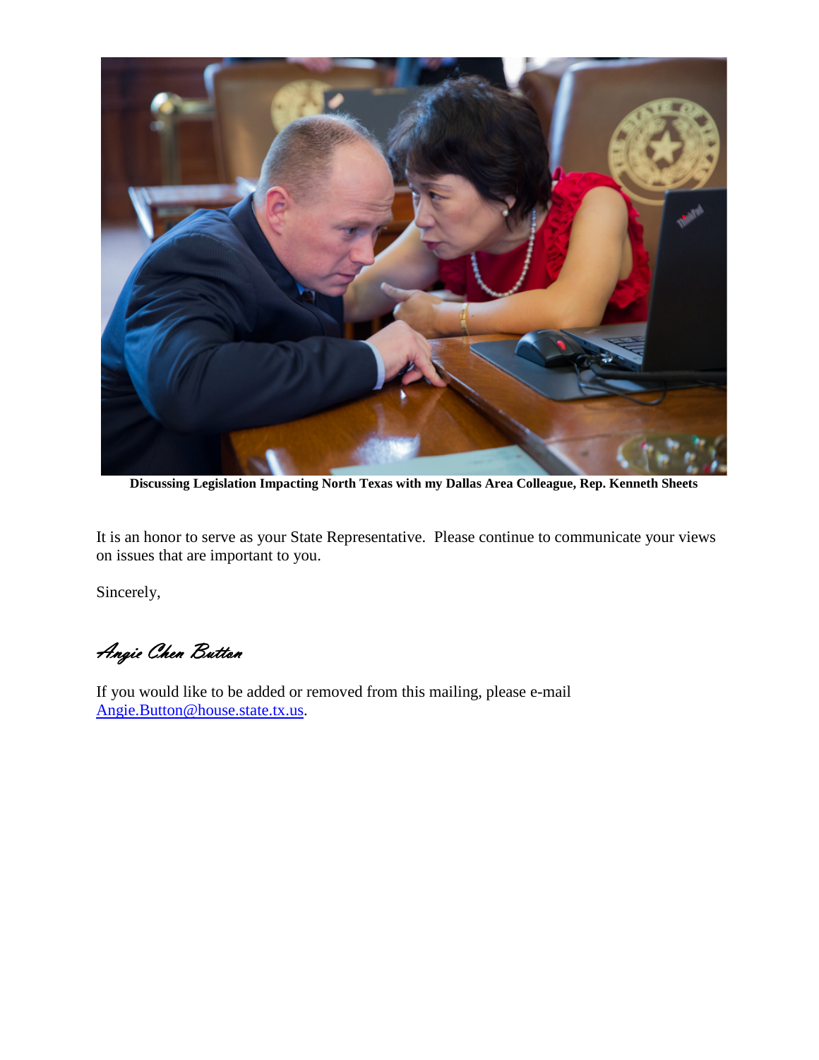**Discussing Legislation Impacting North Texas with my Dallas Area Colleague, Rep. Kenneth Sheets**

It is an honor to serve as your State Representative. Please continue to communicate your views on issues that are important to you.

Sincerely,

*Angie Chen Button*

If you would like to be added or removed from this mailing, please e-mail [Angie.Button@house.state.tx.us](mailto:Angie.Button@house.state.tx.us).